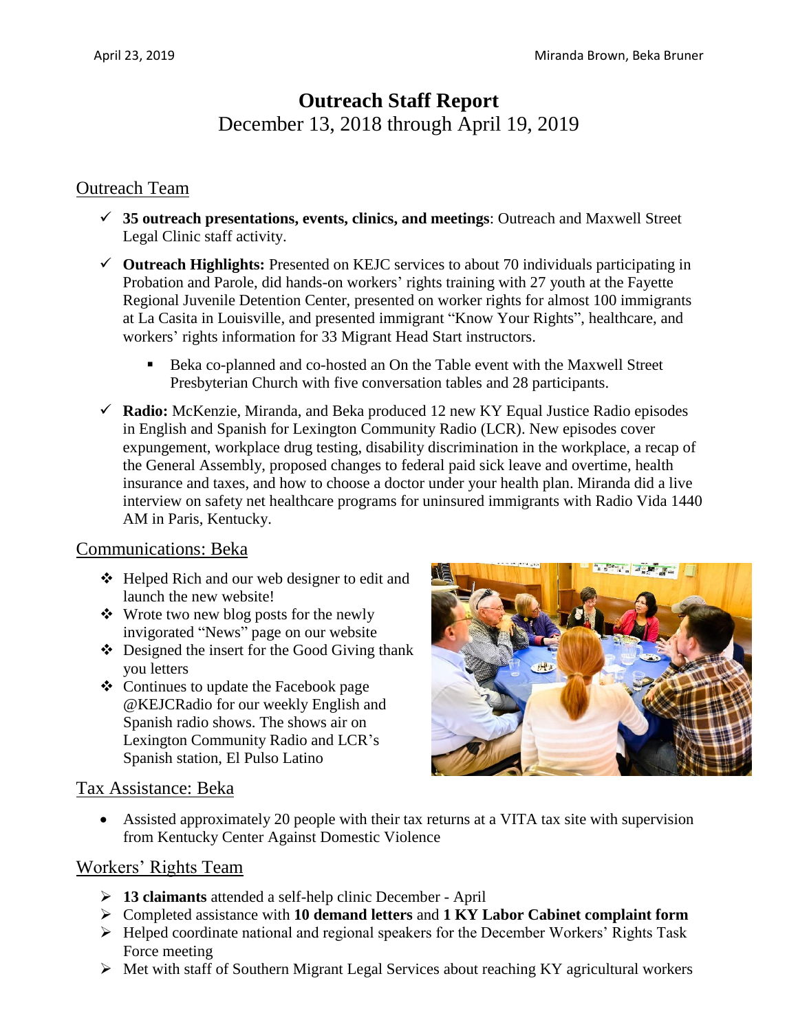April 23, 2019 Miranda Brown, Beka Bruner

# Outreach Staff Report

December 13, 2018 through April 19, 2019

## Outreach Team

- ✓ **35 outreach presentations, events, clinics, and meetings**: Outreach and Maxwell Street Legal Clinic staff activity.
- ✓ **Outreach Highlights:** Presented on KEJC services to about 70 individuals participating in Probation and Parole, did hands-on workers' rights training with 27 youth at the Fayette Regional Juvenile Detention Center, presented on worker rights for almost 100 immigrants at La Casita in Louisville, and presented immigrant "Know Your Rights", healthcare, and workers' rights information for 33 Migrant Head Start instructors.
  - Beka co-planned and co-hosted an On the Table event with the Maxwell Street Presbyterian Church with five conversation tables and 28 participants.
- ✓ **Radio:** McKenzie, Miranda, and Beka produced 12 new KY Equal Justice Radio episodes in English and Spanish for Lexington Community Radio (LCR). New episodes cover expungement, workplace drug testing, disability discrimination in the workplace, a recap of the General Assembly, proposed changes to federal paid sick leave and overtime, health insurance and taxes, and how to choose a doctor under your health plan. Miranda did a live interview on safety net healthcare programs for uninsured immigrants with Radio Vida 1440 AM in Paris, Kentucky.

## Communications: Beka

- Helped Rich and our web designer to edit and launch the new website!
- Wrote two new blog posts for the newly invigorated "News" page on our website
- Designed the insert for the Good Giving thank you letters
- Continues to update the Facebook page @KEJCRadio for our weekly English and Spanish radio shows. The shows air on Lexington Community Radio and LCR's Spanish station, El Pulso Latino

## Tax Assistance: Beka

- Assisted approximately 20 people with their tax returns at a VITA tax site with supervision from Kentucky Center Against Domestic Violence

## Workers' Rights Team

- **13 claimants** attended a self-help clinic December - April
- Completed assistance with **10 demand letters** and **1 KY Labor Cabinet complaint form**
- Helped coordinate national and regional speakers for the December Workers' Rights Task Force meeting
- Met with staff of Southern Migrant Legal Services about reaching KY agricultural workers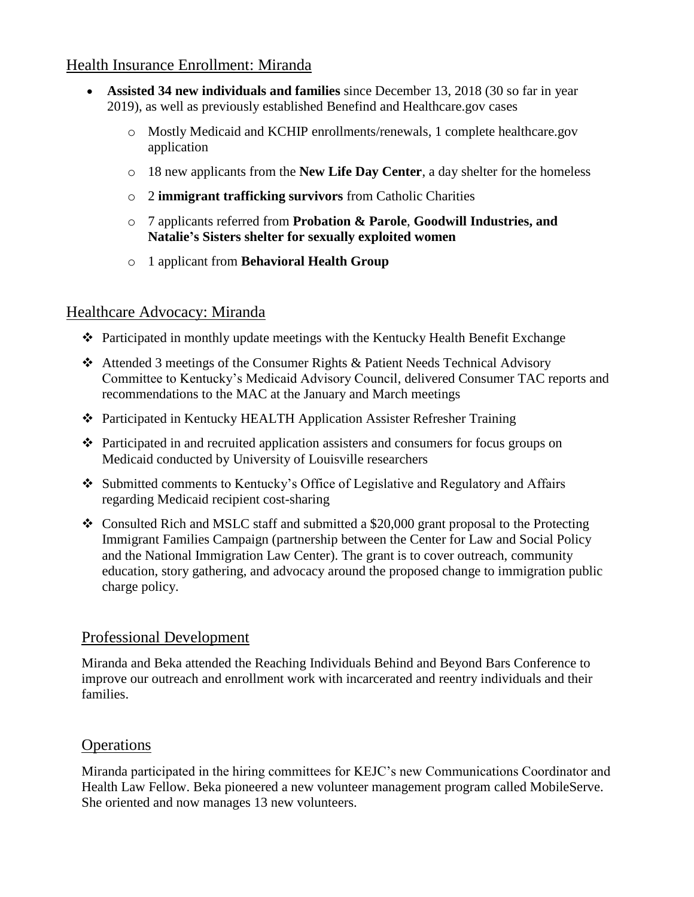## Health Insurance Enrollment: Miranda

- **Assisted 34 new individuals and families** since December 13, 2018 (30 so far in year 2019), as well as previously established Benefind and Healthcare.gov cases
  - Mostly Medicaid and KCHIP enrollments/renewals, 1 complete healthcare.gov application
  - 18 new applicants from the **New Life Day Center**, a day shelter for the homeless
  - 2 **immigrant trafficking survivors** from Catholic Charities
  - 7 applicants referred from **Probation & Parole**, **Goodwill Industries, and Natalie's Sisters shelter for sexually exploited women**
  - 1 applicant from **Behavioral Health Group**

## Healthcare Advocacy: Miranda

- Participated in monthly update meetings with the Kentucky Health Benefit Exchange
- Attended 3 meetings of the Consumer Rights & Patient Needs Technical Advisory Committee to Kentucky's Medicaid Advisory Council, delivered Consumer TAC reports and recommendations to the MAC at the January and March meetings
- Participated in Kentucky HEALTH Application Assister Refresher Training
- Participated in and recruited application assisters and consumers for focus groups on Medicaid conducted by University of Louisville researchers
- Submitted comments to Kentucky's Office of Legislative and Regulatory and Affairs regarding Medicaid recipient cost-sharing
- Consulted Rich and MSLC staff and submitted a $20,000 grant proposal to the Protecting Immigrant Families Campaign (partnership between the Center for Law and Social Policy and the National Immigration Law Center). The grant is to cover outreach, community education, story gathering, and advocacy around the proposed change to immigration public charge policy.

## Professional Development

Miranda and Beka attended the Reaching Individuals Behind and Beyond Bars Conference to improve our outreach and enrollment work with incarcerated and reentry individuals and their families.

## Operations

Miranda participated in the hiring committees for KEJC's new Communications Coordinator and Health Law Fellow. Beka pioneered a new volunteer management program called MobileServe. She oriented and now manages 13 new volunteers.